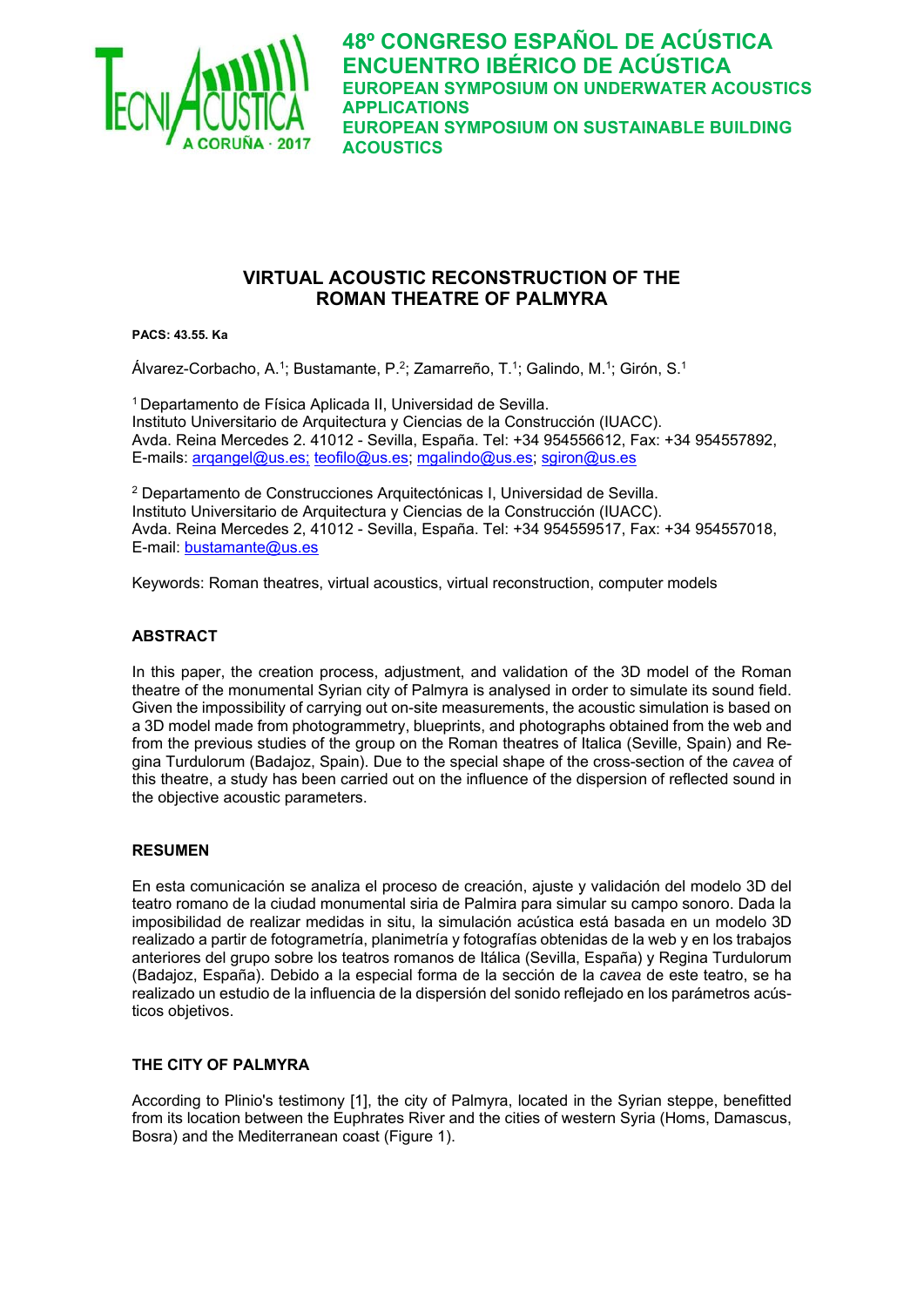# 48º CONGRESO ESPAÑOL DE ACÚSTICA
# ENCUENTRO IBÉRICO DE ACÚSTICA
## EUROPEAN SYMPOSIUM ON UNDERWATER ACOUSTICS APPLICATIONS
## EUROPEAN SYMPOSIUM ON SUSTAINABLE BUILDING ACOUSTICS

# VIRTUAL ACOUSTIC RECONSTRUCTION OF THE ROMAN THEATRE OF PALMYRA

**PACS: 43.55. Ka**

Álvarez-Corbacho, A.[1]; Bustamante, P.[2]; Zamarreño, T.[1]; Galindo, M.[1]; Girón, S.[1]

[1] Departamento de Física Aplicada II, Universidad de Sevilla.
Instituto Universitario de Arquitectura y Ciencias de la Construcción (IUACC).
Avda. Reina Mercedes 2. 41012 - Sevilla, España. Tel: +34 954556612, Fax: +34 954557892,
E-mails: arqangel@us.es; teofilo@us.es; mgalindo@us.es; sgiron@us.es

[2] Departamento de Construcciones Arquitectónicas I, Universidad de Sevilla.
Instituto Universitario de Arquitectura y Ciencias de la Construcción (IUACC).
Avda. Reina Mercedes 2, 41012 - Sevilla, España. Tel: +34 954559517, Fax: +34 954557018,
E-mail: bustamante@us.es

Keywords: Roman theatres, virtual acoustics, virtual reconstruction, computer models

## ABSTRACT

In this paper, the creation process, adjustment, and validation of the 3D model of the Roman theatre of the monumental Syrian city of Palmyra is analysed in order to simulate its sound field. Given the impossibility of carrying out on-site measurements, the acoustic simulation is based on a 3D model made from photogrammetry, blueprints, and photographs obtained from the web and from the previous studies of the group on the Roman theatres of Italica (Seville, Spain) and Regina Turdulorum (Badajoz, Spain). Due to the special shape of the cross-section of the *cavea* of this theatre, a study has been carried out on the influence of the dispersion of reflected sound in the objective acoustic parameters.

## RESUMEN

En esta comunicación se analiza el proceso de creación, ajuste y validación del modelo 3D del teatro romano de la ciudad monumental siria de Palmira para simular su campo sonoro. Dada la imposibilidad de realizar medidas in situ, la simulación acústica está basada en un modelo 3D realizado a partir de fotogrametría, planimetría y fotografías obtenidas de la web y en los trabajos anteriores del grupo sobre los teatros romanos de Itálica (Sevilla, España) y Regina Turdulorum (Badajoz, España). Debido a la especial forma de la sección de la *cavea* de este teatro, se ha realizado un estudio de la influencia de la dispersión del sonido reflejado en los parámetros acústicos objetivos.

## THE CITY OF PALMYRA

According to Plinio's testimony [1], the city of Palmyra, located in the Syrian steppe, benefitted from its location between the Euphrates River and the cities of western Syria (Homs, Damascus, Bosra) and the Mediterranean coast (Figure 1).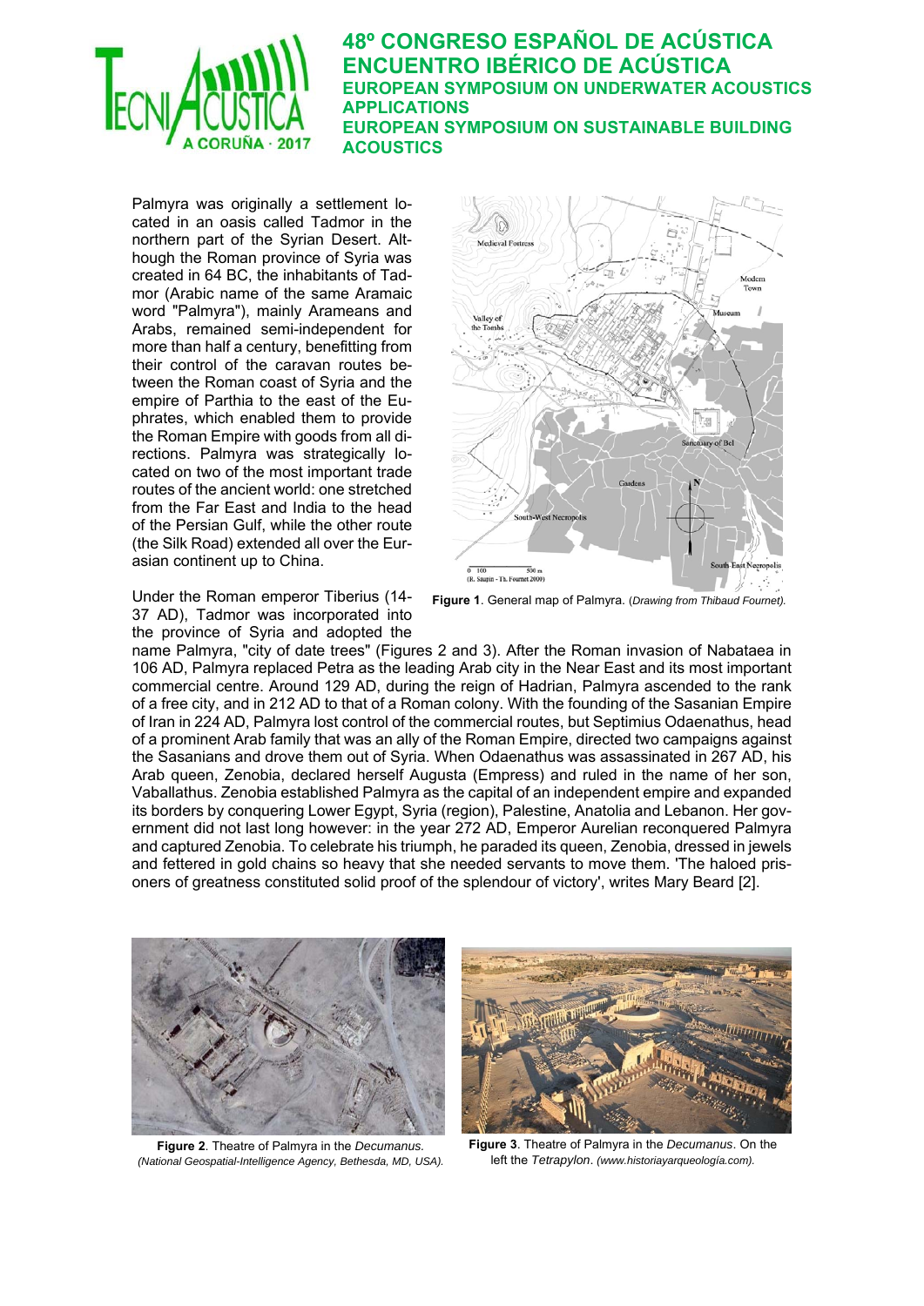Palmyra was originally a settlement located in an oasis called Tadmor in the northern part of the Syrian Desert. Although the Roman province of Syria was created in 64 BC, the inhabitants of Tadmor (Arabic name of the same Aramaic word "Palmyra"), mainly Arameans and Arabs, remained semi-independent for more than half a century, benefitting from their control of the caravan routes between the Roman coast of Syria and the empire of Parthia to the east of the Euphrates, which enabled them to provide the Roman Empire with goods from all directions. Palmyra was strategically located on two of the most important trade routes of the ancient world: one stretched from the Far East and India to the head of the Persian Gulf, while the other route (the Silk Road) extended all over the Eurasian continent up to China.

**Figure 1**. General map of Palmyra. (*Drawing from Thibaud Fournet).*

Under the Roman emperor Tiberius (14-37 AD), Tadmor was incorporated into the province of Syria and adopted the name Palmyra, "city of date trees" (Figures 2 and 3). After the Roman invasion of Nabataea in 106 AD, Palmyra replaced Petra as the leading Arab city in the Near East and its most important commercial centre. Around 129 AD, during the reign of Hadrian, Palmyra ascended to the rank of a free city, and in 212 AD to that of a Roman colony. With the founding of the Sasanian Empire of Iran in 224 AD, Palmyra lost control of the commercial routes, but Septimius Odaenathus, head of a prominent Arab family that was an ally of the Roman Empire, directed two campaigns against the Sasanians and drove them out of Syria. When Odaenathus was assassinated in 267 AD, his Arab queen, Zenobia, declared herself Augusta (Empress) and ruled in the name of her son, Vaballathus. Zenobia established Palmyra as the capital of an independent empire and expanded its borders by conquering Lower Egypt, Syria (region), Palestine, Anatolia and Lebanon. Her government did not last long however: in the year 272 AD, Emperor Aurelian reconquered Palmyra and captured Zenobia. To celebrate his triumph, he paraded its queen, Zenobia, dressed in jewels and fettered in gold chains so heavy that she needed servants to move them. 'The haloed prisoners of greatness constituted solid proof of the splendour of victory', writes Mary Beard [2].

**Figure 2**. Theatre of Palmyra in the *Decumanus*. *(National Geospatial-Intelligence Agency, Bethesda, MD, USA).*

**Figure 3**. Theatre of Palmyra in the *Decumanus*. On the left the *Tetrapylon*. *(www.historiayarqueología.com).*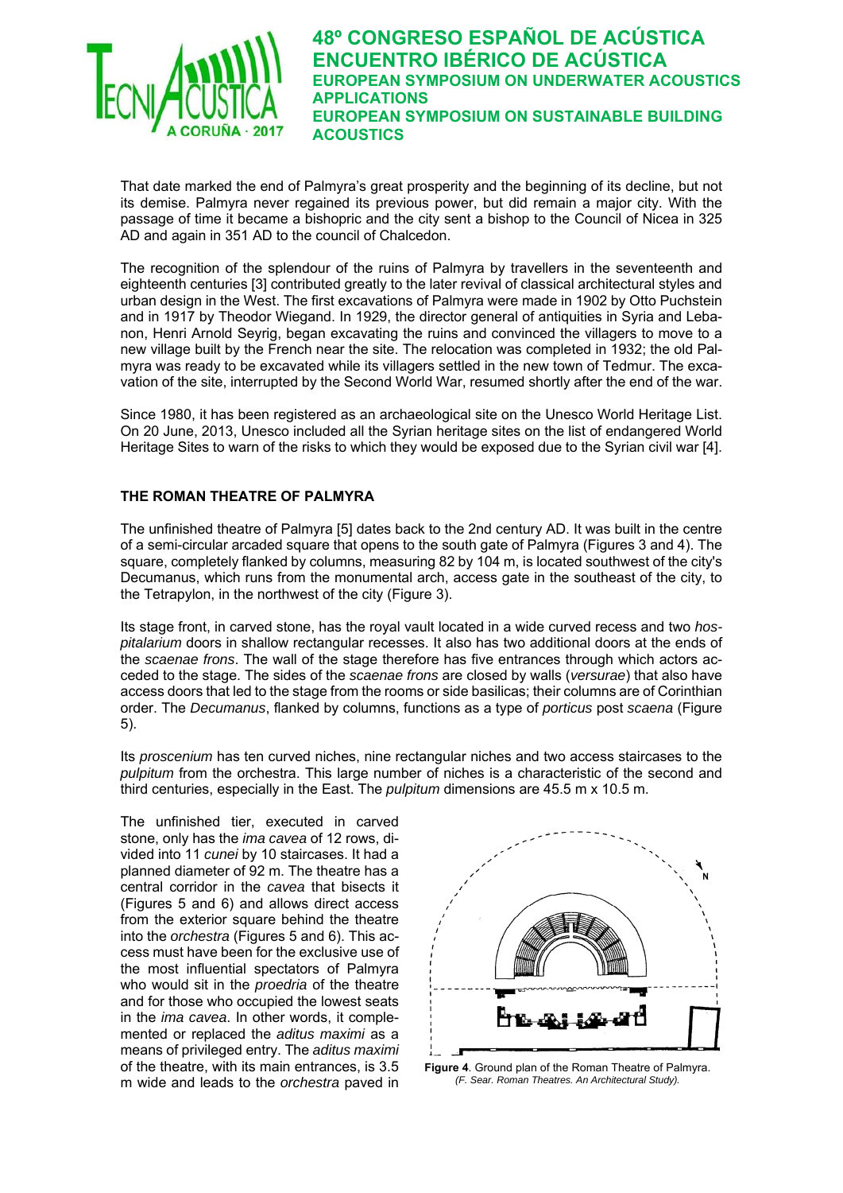That date marked the end of Palmyra's great prosperity and the beginning of its decline, but not its demise. Palmyra never regained its previous power, but did remain a major city. With the passage of time it became a bishopric and the city sent a bishop to the Council of Nicea in 325 AD and again in 351 AD to the council of Chalcedon.

The recognition of the splendour of the ruins of Palmyra by travellers in the seventeenth and eighteenth centuries [3] contributed greatly to the later revival of classical architectural styles and urban design in the West. The first excavations of Palmyra were made in 1902 by Otto Puchstein and in 1917 by Theodor Wiegand. In 1929, the director general of antiquities in Syria and Lebanon, Henri Arnold Seyrig, began excavating the ruins and convinced the villagers to move to a new village built by the French near the site. The relocation was completed in 1932; the old Palmyra was ready to be excavated while its villagers settled in the new town of Tedmur. The excavation of the site, interrupted by the Second World War, resumed shortly after the end of the war.

Since 1980, it has been registered as an archaeological site on the Unesco World Heritage List. On 20 June, 2013, Unesco included all the Syrian heritage sites on the list of endangered World Heritage Sites to warn of the risks to which they would be exposed due to the Syrian civil war [4].

## THE ROMAN THEATRE OF PALMYRA

The unfinished theatre of Palmyra [5] dates back to the 2nd century AD. It was built in the centre of a semi-circular arcaded square that opens to the south gate of Palmyra (Figures 3 and 4). The square, completely flanked by columns, measuring 82 by 104 m, is located southwest of the city's Decumanus, which runs from the monumental arch, access gate in the southeast of the city, to the Tetrapylon, in the northwest of the city (Figure 3).

Its stage front, in carved stone, has the royal vault located in a wide curved recess and two *hospitalarium* doors in shallow rectangular recesses. It also has two additional doors at the ends of the *scaenae frons*. The wall of the stage therefore has five entrances through which actors acceded to the stage. The sides of the *scaenae frons* are closed by walls (*versurae*) that also have access doors that led to the stage from the rooms or side basilicas; their columns are of Corinthian order. The *Decumanus*, flanked by columns, functions as a type of *porticus* post *scaena* (Figure 5).

Its *proscenium* has ten curved niches, nine rectangular niches and two access staircases to the *pulpitum* from the orchestra. This large number of niches is a characteristic of the second and third centuries, especially in the East. The *pulpitum* dimensions are 45.5 m x 10.5 m.

The unfinished tier, executed in carved stone, only has the *ima cavea* of 12 rows, divided into 11 *cunei* by 10 staircases. It had a planned diameter of 92 m. The theatre has a central corridor in the *cavea* that bisects it (Figures 5 and 6) and allows direct access from the exterior square behind the theatre into the *orchestra* (Figures 5 and 6). This access must have been for the exclusive use of the most influential spectators of Palmyra who would sit in the *proedria* of the theatre and for those who occupied the lowest seats in the *ima cavea*. In other words, it complemented or replaced the *aditus maximi* as a means of privileged entry. The *aditus maximi* of the theatre, with its main entrances, is 3.5 m wide and leads to the *orchestra* paved in

**Figure 4**. Ground plan of the Roman Theatre of Palmyra. *(F. Sear. Roman Theatres. An Architectural Study).*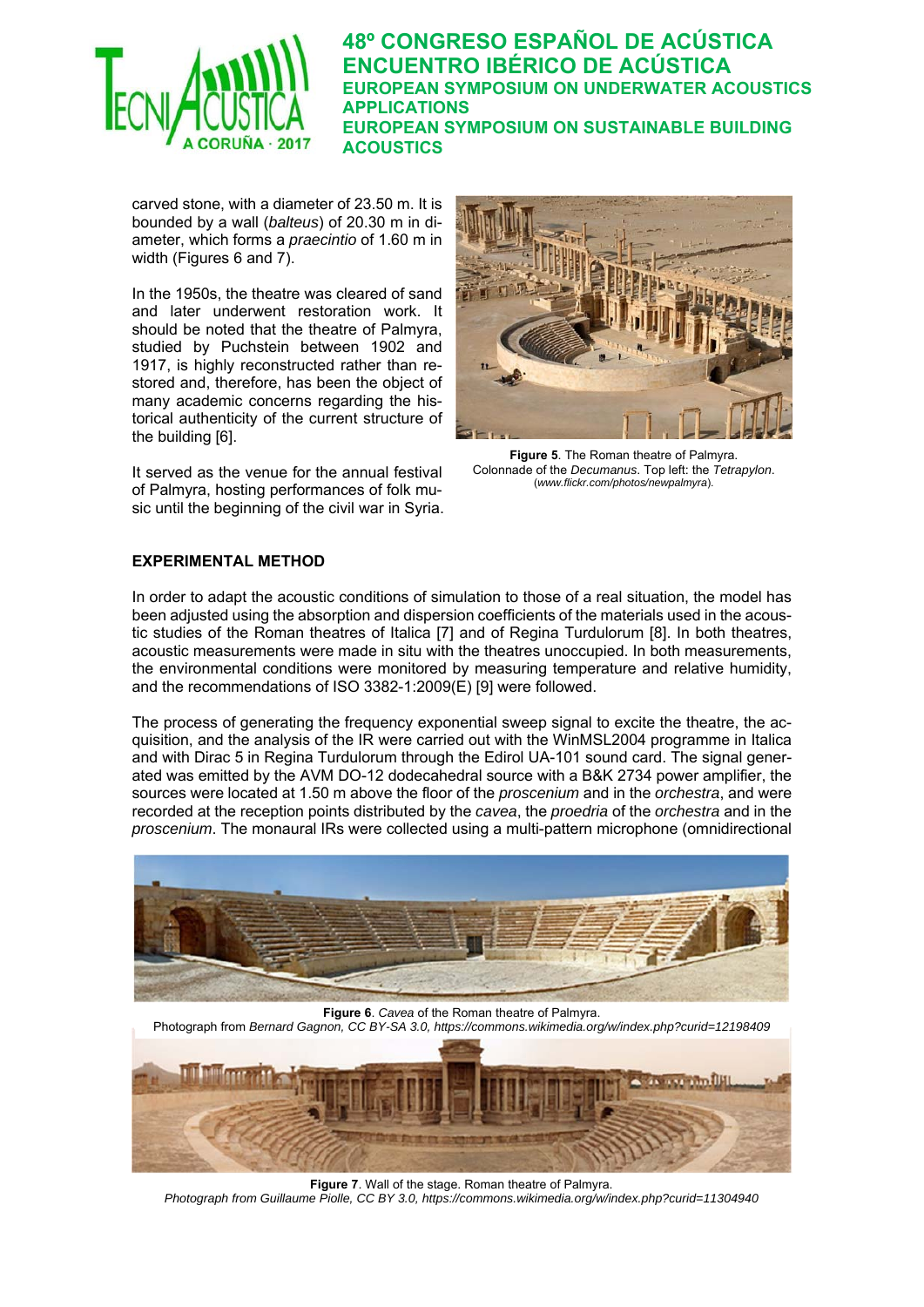carved stone, with a diameter of 23.50 m. It is bounded by a wall (*balteus*) of 20.30 m in diameter, which forms a *praecintio* of 1.60 m in width (Figures 6 and 7).

In the 1950s, the theatre was cleared of sand and later underwent restoration work. It should be noted that the theatre of Palmyra, studied by Puchstein between 1902 and 1917, is highly reconstructed rather than restored and, therefore, has been the object of many academic concerns regarding the historical authenticity of the current structure of the building [6].

It served as the venue for the annual festival of Palmyra, hosting performances of folk music until the beginning of the civil war in Syria.

**Figure 5**. The Roman theatre of Palmyra. Colonnade of the *Decumanus*. Top left: the *Tetrapylon*. (*www.flickr.com/photos/newpalmyra*).

## EXPERIMENTAL METHOD

In order to adapt the acoustic conditions of simulation to those of a real situation, the model has been adjusted using the absorption and dispersion coefficients of the materials used in the acoustic studies of the Roman theatres of Italica [7] and of Regina Turdulorum [8]. In both theatres, acoustic measurements were made in situ with the theatres unoccupied. In both measurements, the environmental conditions were monitored by measuring temperature and relative humidity, and the recommendations of ISO 3382-1:2009(E) [9] were followed.

The process of generating the frequency exponential sweep signal to excite the theatre, the acquisition, and the analysis of the IR were carried out with the WinMSL2004 programme in Italica and with Dirac 5 in Regina Turdulorum through the Edirol UA-101 sound card. The signal generated was emitted by the AVM DO-12 dodecahedral source with a B&K 2734 power amplifier, the sources were located at 1.50 m above the floor of the *proscenium* and in the *orchestra*, and were recorded at the reception points distributed by the *cavea*, the *proedria* of the *orchestra* and in the *proscenium*. The monaural IRs were collected using a multi-pattern microphone (omnidirectional

**Figure 6**. *Cavea* of the Roman theatre of Palmyra.
Photograph from *Bernard Gagnon, CC BY-SA 3.0, https://commons.wikimedia.org/w/index.php?curid=12198409*

**Figure 7**. Wall of the stage. Roman theatre of Palmyra.
*Photograph from Guillaume Piolle, CC BY 3.0, https://commons.wikimedia.org/w/index.php?curid=11304940*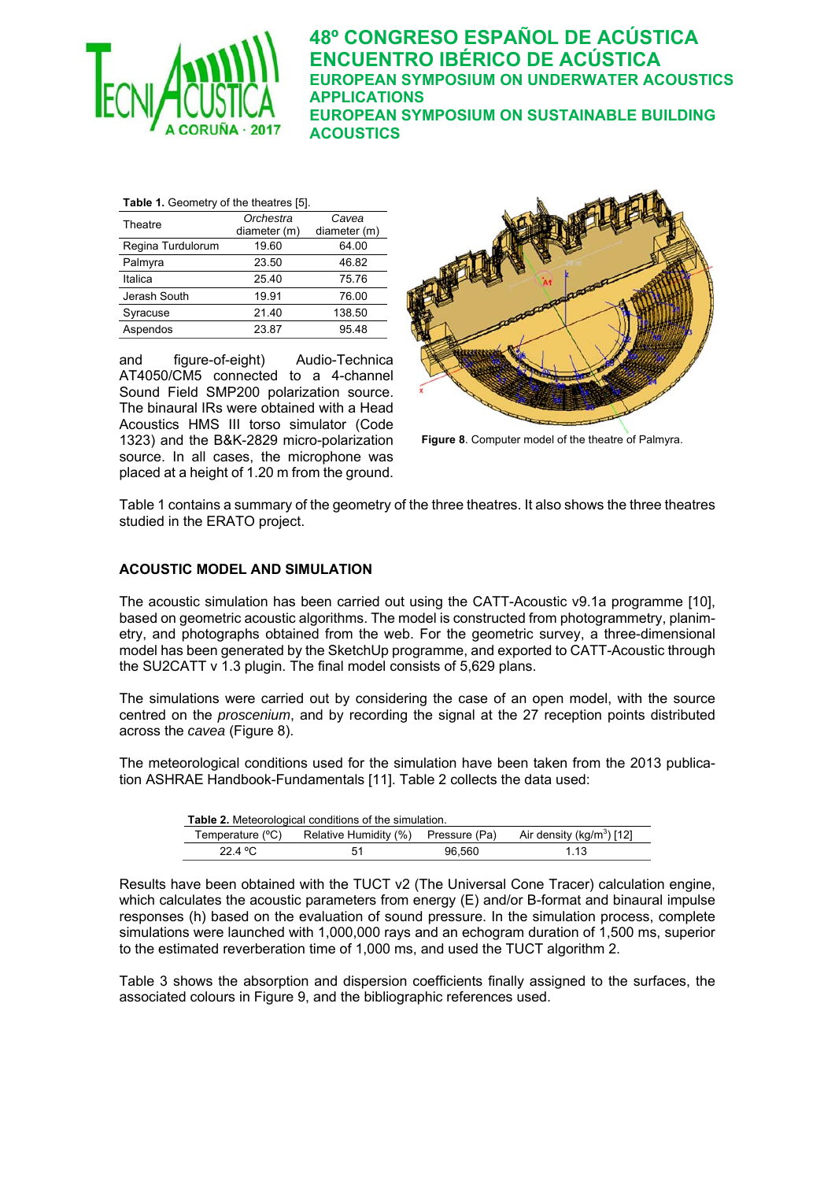**Table 1.** Geometry of the theatres [5].

| Theatre | *Orchestra* diameter (m) | *Cavea* diameter (m) |
|---|---|---|
| Regina Turdulorum | 19.60 | 64.00 |
| Palmyra | 23.50 | 46.82 |
| Italica | 25.40 | 75.76 |
| Jerash South | 19.91 | 76.00 |
| Syracuse | 21.40 | 138.50 |
| Aspendos | 23.87 | 95.48 |

and figure-of-eight) Audio-Technica AT4050/CM5 connected to a 4-channel Sound Field SMP200 polarization source. The binaural IRs were obtained with a Head Acoustics HMS III torso simulator (Code 1323) and the B&K-2829 micro-polarization source. In all cases, the microphone was placed at a height of 1.20 m from the ground.

**Figure 8**. Computer model of the theatre of Palmyra.

Table 1 contains a summary of the geometry of the three theatres. It also shows the three theatres studied in the ERATO project.

## ACOUSTIC MODEL AND SIMULATION

The acoustic simulation has been carried out using the CATT-Acoustic v9.1a programme [10], based on geometric acoustic algorithms. The model is constructed from photogrammetry, planimetry, and photographs obtained from the web. For the geometric survey, a three-dimensional model has been generated by the SketchUp programme, and exported to CATT-Acoustic through the SU2CATT v 1.3 plugin. The final model consists of 5,629 plans.

The simulations were carried out by considering the case of an open model, with the source centred on the *proscenium*, and by recording the signal at the 27 reception points distributed across the *cavea* (Figure 8).

The meteorological conditions used for the simulation have been taken from the 2013 publication ASHRAE Handbook-Fundamentals [11]. Table 2 collects the data used:

**Table 2.** Meteorological conditions of the simulation.

| Temperature (ºC) | Relative Humidity (%) | Pressure (Pa) | Air density (kg/m$^3$) [12] |
|---|---|---|---|
| 22.4 ºC | 51 | 96,560 | 1.13 |

Results have been obtained with the TUCT v2 (The Universal Cone Tracer) calculation engine, which calculates the acoustic parameters from energy (E) and/or B-format and binaural impulse responses (h) based on the evaluation of sound pressure. In the simulation process, complete simulations were launched with 1,000,000 rays and an echogram duration of 1,500 ms, superior to the estimated reverberation time of 1,000 ms, and used the TUCT algorithm 2.

Table 3 shows the absorption and dispersion coefficients finally assigned to the surfaces, the associated colours in Figure 9, and the bibliographic references used.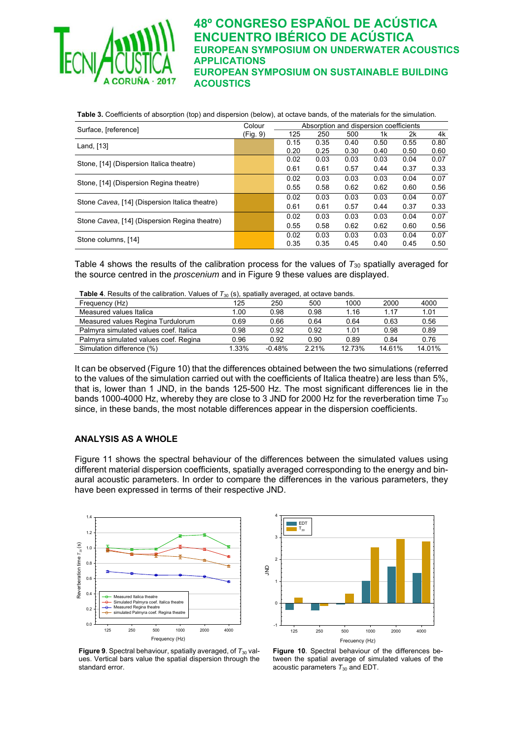**Table 3.** Coefficients of absorption (top) and dispersion (below), at octave bands, of the materials for the simulation.

| Surface, [reference] | Colour (Fig. 9) | Absorption and dispersion coefficients | | | | | |
|---|---|---|---|---|---|---|---|
| | | 125 | 250 | 500 | 1k | 2k | 4k |
| Land, [13] | | 0.15 | 0.35 | 0.40 | 0.50 | 0.55 | 0.80 |
| | | 0.20 | 0.25 | 0.30 | 0.40 | 0.50 | 0.60 |
| Stone, [14] (Dispersion Italica theatre) | | 0.02 | 0.03 | 0.03 | 0.03 | 0.04 | 0.07 |
| | | 0.61 | 0.61 | 0.57 | 0.44 | 0.37 | 0.33 |
| Stone, [14] (Dispersion Regina theatre) | | 0.02 | 0.03 | 0.03 | 0.03 | 0.04 | 0.07 |
| | | 0.55 | 0.58 | 0.62 | 0.62 | 0.60 | 0.56 |
| Stone *Cavea*, [14] (Dispersion Italica theatre) | | 0.02 | 0.03 | 0.03 | 0.03 | 0.04 | 0.07 |
| | | 0.61 | 0.61 | 0.57 | 0.44 | 0.37 | 0.33 |
| Stone *Cavea*, [14] (Dispersion Regina theatre) | | 0.02 | 0.03 | 0.03 | 0.03 | 0.04 | 0.07 |
| | | 0.55 | 0.58 | 0.62 | 0.62 | 0.60 | 0.56 |
| Stone columns, [14] | | 0.02 | 0.03 | 0.03 | 0.03 | 0.04 | 0.07 |
| | | 0.35 | 0.35 | 0.45 | 0.40 | 0.45 | 0.50 |

Table 4 shows the results of the calibration process for the values of $T_{30}$ spatially averaged for the source centred in the *proscenium* and in Figure 9 these values are displayed.

**Table 4**. Results of the calibration. Values of $T_{30}$ (s), spatially averaged, at octave bands.

| Frequency (Hz) | 125 | 250 | 500 | 1000 | 2000 | 4000 |
|---|---|---|---|---|---|---|
| Measured values Italica | 1.00 | 0.98 | 0.98 | 1.16 | 1.17 | 1.01 |
| Measured values Regina Turdulorum | 0.69 | 0.66 | 0.64 | 0.64 | 0.63 | 0.56 |
| Palmyra simulated values coef. Italica | 0.98 | 0.92 | 0.92 | 1.01 | 0.98 | 0.89 |
| Palmyra simulated values coef. Regina | 0.96 | 0.92 | 0.90 | 0.89 | 0.84 | 0.76 |
| Simulation difference (%) | 1.33% | -0.48% | 2.21% | 12.73% | 14.61% | 14.01% |

It can be observed (Figure 10) that the differences obtained between the two simulations (referred to the values of the simulation carried out with the coefficients of Italica theatre) are less than 5%, that is, lower than 1 JND, in the bands 125-500 Hz. The most significant differences lie in the bands 1000-4000 Hz, whereby they are close to 3 JND for 2000 Hz for the reverberation time $T_{30}$ since, in these bands, the most notable differences appear in the dispersion coefficients.

## ANALYSIS AS A WHOLE

Figure 11 shows the spectral behaviour of the differences between the simulated values using different material dispersion coefficients, spatially averaged corresponding to the energy and binaural acoustic parameters. In order to compare the differences in the various parameters, they have been expressed in terms of their respective JND.

**Figure 9**. Spectral behaviour, spatially averaged, of $T_{30}$ values. Vertical bars value the spatial dispersion through the standard error.

**Figure 10**. Spectral behaviour of the differences between the spatial average of simulated values of the acoustic parameters $T_{30}$ and EDT.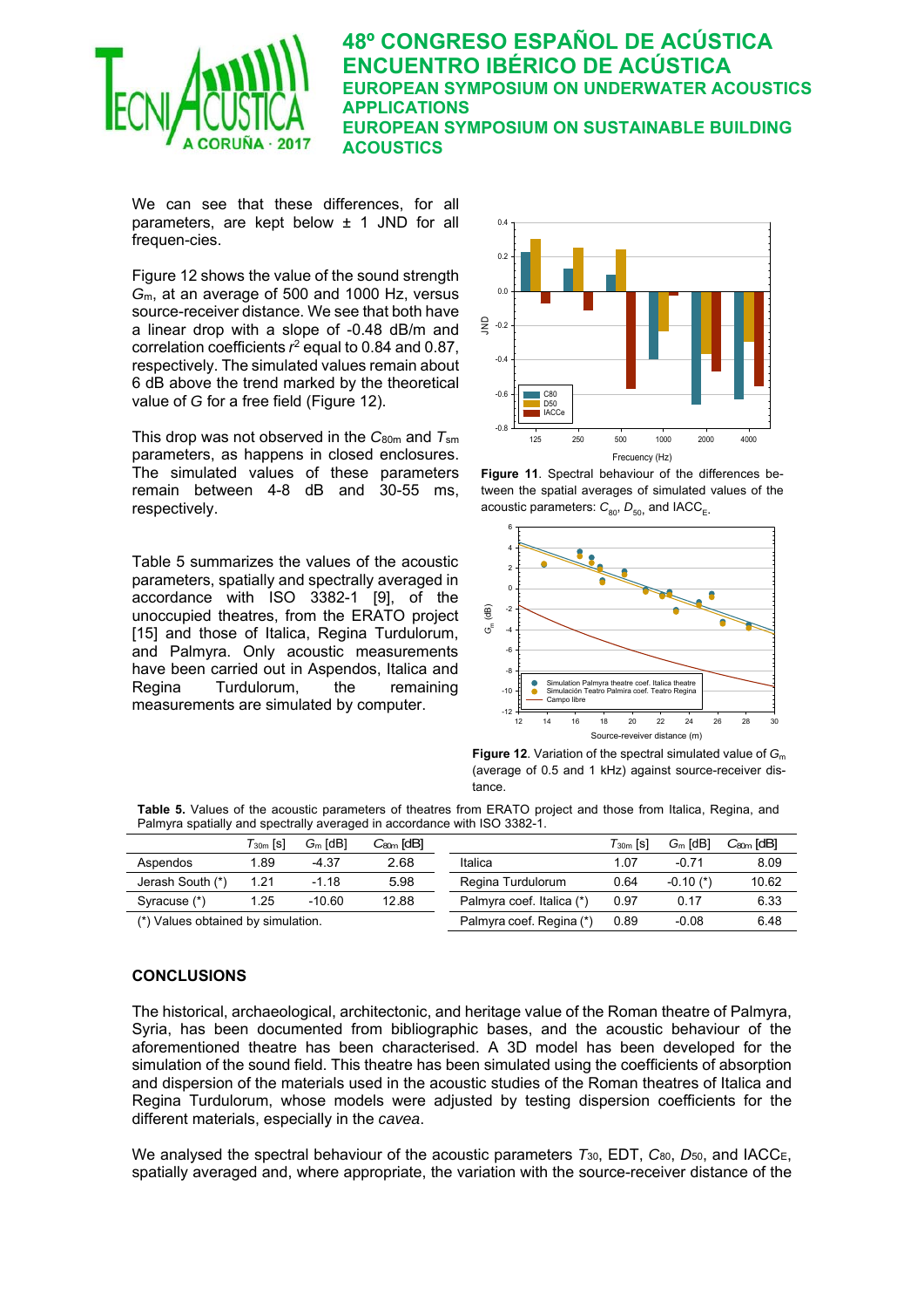We can see that these differences, for all parameters, are kept below ± 1 JND for all frequen-cies.

Figure 12 shows the value of the sound strength $G_m$, at an average of 500 and 1000 Hz, versus source-receiver distance. We see that both have a linear drop with a slope of -0.48 dB/m and correlation coefficients $r^2$ equal to 0.84 and 0.87, respectively. The simulated values remain about 6 dB above the trend marked by the theoretical value of $G$ for a free field (Figure 12).

This drop was not observed in the $C_{80m}$ and $T_{sm}$ parameters, as happens in closed enclosures. The simulated values of these parameters remain between 4-8 dB and 30-55 ms, respectively.

Table 5 summarizes the values of the acoustic parameters, spatially and spectrally averaged in accordance with ISO 3382-1 [9], of the unoccupied theatres, from the ERATO project [15] and those of Italica, Regina Turdulorum, and Palmyra. Only acoustic measurements have been carried out in Aspendos, Italica and Regina Turdulorum, the remaining measurements are simulated by computer.

**Figure 11**. Spectral behaviour of the differences between the spatial averages of simulated values of the acoustic parameters: $C_{80}$, $D_{50}$, and $IACC_E$.

**Figure 12**. Variation of the spectral simulated value of $G_m$ (average of 0.5 and 1 kHz) against source-receiver distance.

**Table 5.** Values of the acoustic parameters of theatres from ERATO project and those from Italica, Regina, and Palmyra spatially and spectrally averaged in accordance with ISO 3382-1.

| | $T_{30m}$ [s] | $G_m$ [dB] | $C_{80m}$ [dB] |
|---|---|---|---|
| Aspendos | 1.89 | -4.37 | 2.68 |
| Jerash South (*) | 1.21 | -1.18 | 5.98 |
| Syracuse (*) | 1.25 | -10.60 | 12.88 |
| Italica | 1.07 | -0.71 | 8.09 |
| Regina Turdulorum | 0.64 | -0.10 (*) | 10.62 |
| Palmyra coef. Italica (*) | 0.97 | 0.17 | 6.33 |
| Palmyra coef. Regina (*) | 0.89 | -0.08 | 6.48 |

(*) Values obtained by simulation.

## CONCLUSIONS

The historical, archaeological, architectonic, and heritage value of the Roman theatre of Palmyra, Syria, has been documented from bibliographic bases, and the acoustic behaviour of the aforementioned theatre has been characterised. A 3D model has been developed for the simulation of the sound field. This theatre has been simulated using the coefficients of absorption and dispersion of the materials used in the acoustic studies of the Roman theatres of Italica and Regina Turdulorum, whose models were adjusted by testing dispersion coefficients for the different materials, especially in the *cavea*.

We analysed the spectral behaviour of the acoustic parameters $T_{30}$, EDT, $C_{80}$, $D_{50}$, and $IACC_E$, spatially averaged and, where appropriate, the variation with the source-receiver distance of the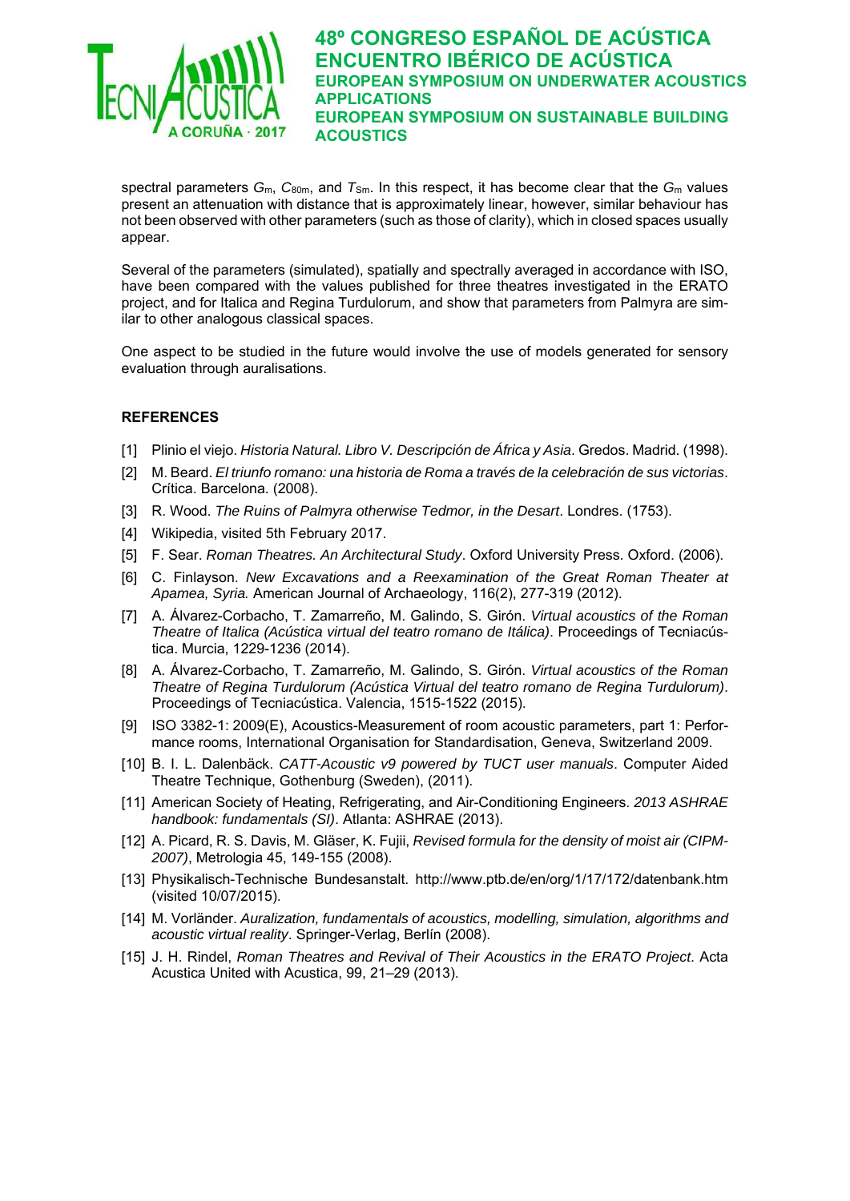spectral parameters $G_m$, $C_{80m}$, and $T_{Sm}$. In this respect, it has become clear that the $G_m$ values present an attenuation with distance that is approximately linear, however, similar behaviour has not been observed with other parameters (such as those of clarity), which in closed spaces usually appear.

Several of the parameters (simulated), spatially and spectrally averaged in accordance with ISO, have been compared with the values published for three theatres investigated in the ERATO project, and for Italica and Regina Turdulorum, and show that parameters from Palmyra are similar to other analogous classical spaces.

One aspect to be studied in the future would involve the use of models generated for sensory evaluation through auralisations.

## REFERENCES

[1] Plinio el viejo. *Historia Natural. Libro V. Descripción de África y Asia*. Gredos. Madrid. (1998).

[2] M. Beard. *El triunfo romano: una historia de Roma a través de la celebración de sus victorias*. Crítica. Barcelona. (2008).

[3] R. Wood. *The Ruins of Palmyra otherwise Tedmor, in the Desart*. Londres. (1753).

[4] Wikipedia, visited 5th February 2017.

[5] F. Sear. *Roman Theatres. An Architectural Study*. Oxford University Press. Oxford. (2006).

[6] C. Finlayson. *New Excavations and a Reexamination of the Great Roman Theater at Apamea, Syria.* American Journal of Archaeology, 116(2), 277-319 (2012).

[7] A. Álvarez-Corbacho, T. Zamarreño, M. Galindo, S. Girón. *Virtual acoustics of the Roman Theatre of Italica (Acústica virtual del teatro romano de Itálica)*. Proceedings of Tecniacústica. Murcia, 1229-1236 (2014).

[8] A. Álvarez-Corbacho, T. Zamarreño, M. Galindo, S. Girón. *Virtual acoustics of the Roman Theatre of Regina Turdulorum (Acústica Virtual del teatro romano de Regina Turdulorum)*. Proceedings of Tecniacústica. Valencia, 1515-1522 (2015).

[9] ISO 3382-1: 2009(E), Acoustics-Measurement of room acoustic parameters, part 1: Performance rooms, International Organisation for Standardisation, Geneva, Switzerland 2009.

[10] B. I. L. Dalenbäck. *CATT-Acoustic v9 powered by TUCT user manuals*. Computer Aided Theatre Technique, Gothenburg (Sweden), (2011).

[11] American Society of Heating, Refrigerating, and Air-Conditioning Engineers. *2013 ASHRAE handbook: fundamentals (SI)*. Atlanta: ASHRAE (2013).

[12] A. Picard, R. S. Davis, M. Gläser, K. Fujii, *Revised formula for the density of moist air (CIPM-2007)*, Metrologia 45, 149-155 (2008).

[13] Physikalisch-Technische Bundesanstalt. http://www.ptb.de/en/org/1/17/172/datenbank.htm (visited 10/07/2015).

[14] M. Vorländer. *Auralization, fundamentals of acoustics, modelling, simulation, algorithms and acoustic virtual reality*. Springer-Verlag, Berlín (2008).

[15] J. H. Rindel, *Roman Theatres and Revival of Their Acoustics in the ERATO Project*. Acta Acustica United with Acustica, 99, 21–29 (2013).